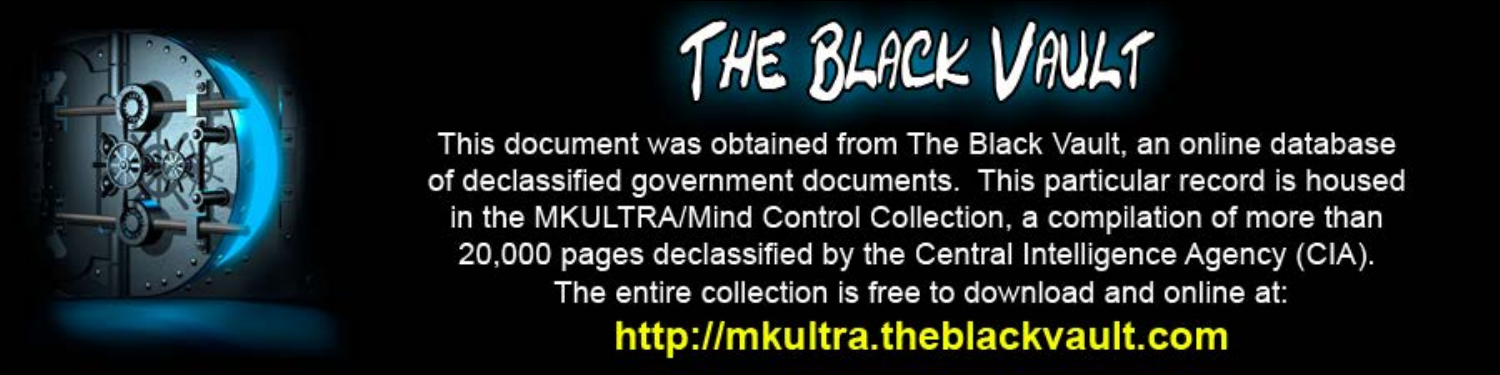# THE BLACK VAULT

This document was obtained from The Black Vault, an online database of declassified government documents. This particular record is housed in the MKULTRA/Mind Control Collection, a compilation of more than 20,000 pages declassified by the Central Intelligence Agency (CIA). The entire collection is free to download and online at:

**http://mkultra.theblackvault.com**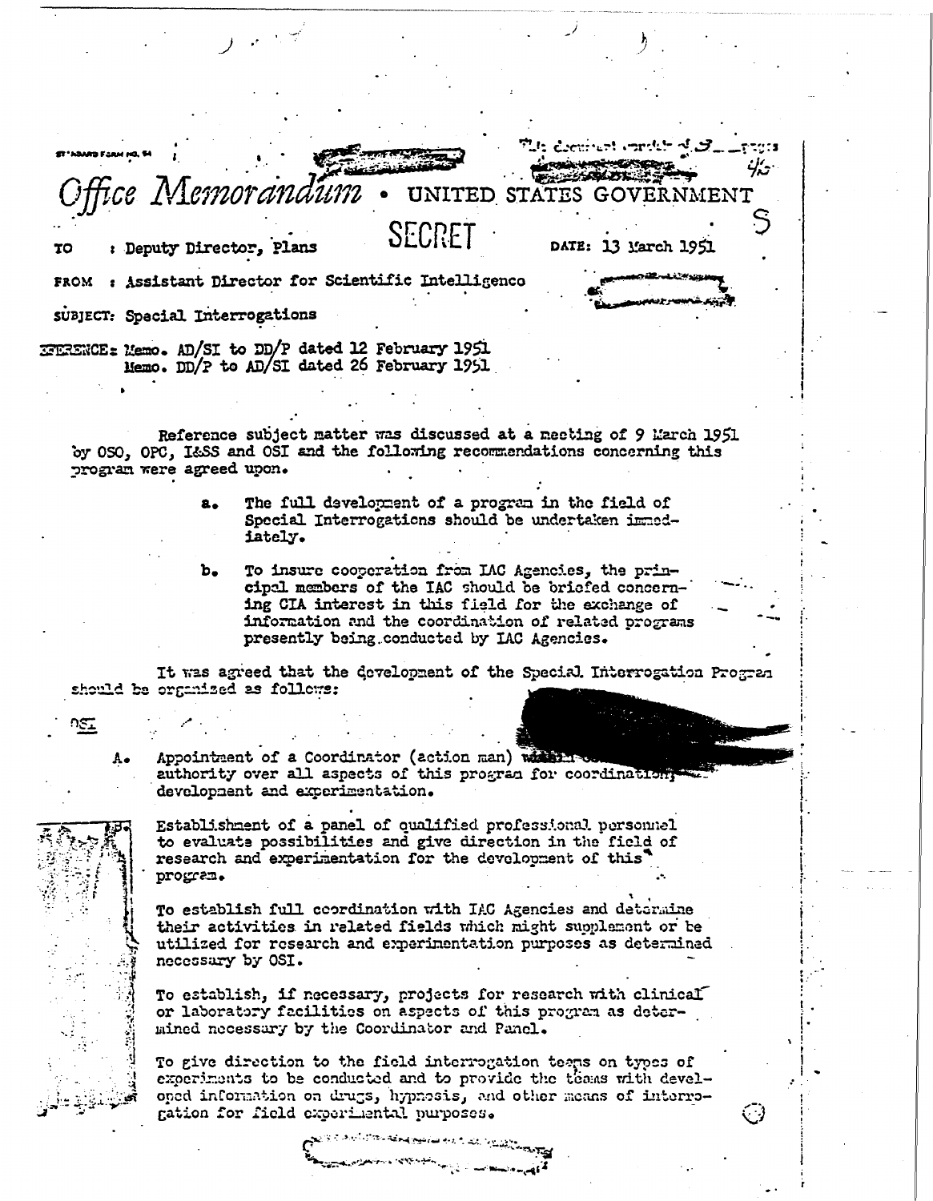STANDARD FORM NO. 64

This document consists of 3 pages

# Office Memorandum • UNITED STATES GOVERNMENT

SECRET

TO : Deputy Director, Plans

DATE: 13 March 1951

FROM : Assistant Director for Scientific Intelligence

SUBJECT: Special Interrogations

REFERENCE: Memo. AD/SI to DD/P dated 12 February 1951
Memo. DD/P to AD/SI dated 26 February 1951

Reference subject matter was discussed at a meeting of 9 March 1951 by OSO, OPC, I&SS and OSI and the following recommendations concerning this program were agreed upon.

a. The full development of a program in the field of Special Interrogations should be undertaken immediately.

b. To insure cooperation from IAC Agencies, the principal members of the IAC should be briefed concerning CIA interest in this field for the exchange of information and the coordination of related programs presently being conducted by IAC Agencies.

It was agreed that the development of the Special Interrogation Program should be organized as follows:

OSI

A. Appointment of a Coordinator (action man) with authority over all aspects of this program for coordination, development and experimentation.

B. Establishment of a panel of qualified professional personnel to evaluate possibilities and give direction in the field of research and experimentation for the development of this program.

To establish full coordination with IAC Agencies and determine their activities in related fields which might supplement or be utilized for research and experimentation purposes as determined necessary by OSI.

To establish, if necessary, projects for research with clinical or laboratory facilities on aspects of this program as determined necessary by the Coordinator and Panel.

To give direction to the field interrogation teams on types of experiments to be conducted and to provide the teams with developed information on drugs, hypnosis, and other means of interrogation for field experimental purposes.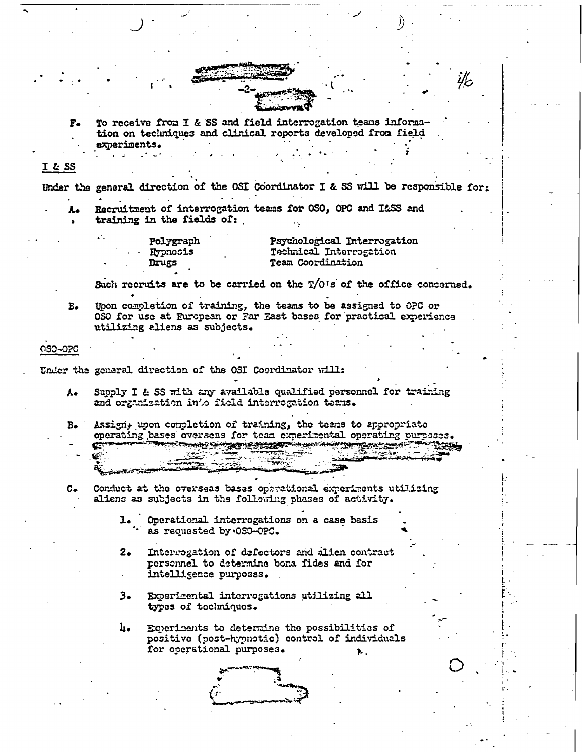F. To receive from I & SS and field interrogation teams information on techniques and clinical reports developed from field experiments.

I & SS

Under the general direction of the OSI Coordinator I & SS will be responsible for:

A. Recruitment of interrogation teams for OSO, OPC and I&SS and training in the fields of:

| | |
|---|---|
| Polygraph | Psychological Interrogation |
| Hypnosis | Technical Interrogation |
| Drugs | Team Coordination |

Such recruits are to be carried on the T/O's of the office concerned.

B. Upon completion of training, the teams to be assigned to OPC or OSO for use at European or Far East bases for practical experience utilizing aliens as subjects.

OSO-OPC

Under the general direction of the OSI Coordinator will:

A. Supply I & SS with any available qualified personnel for training and organization into field interrogation teams.

B. Assign, upon completion of training, the teams to appropriate operating bases overseas for team experimental operating purposes.

C. Conduct at the overseas bases operational experiments utilizing aliens as subjects in the following phases of activity.

1. Operational interrogations on a case basis as requested by OSO-OPC.

2. Interrogation of defectors and alien contract personnel to determine bona fides and for intelligence purposes.

3. Experimental interrogations utilizing all types of techniques.

4. Experiments to determine the possibilities of positive (post-hypnotic) control of individuals for operational purposes.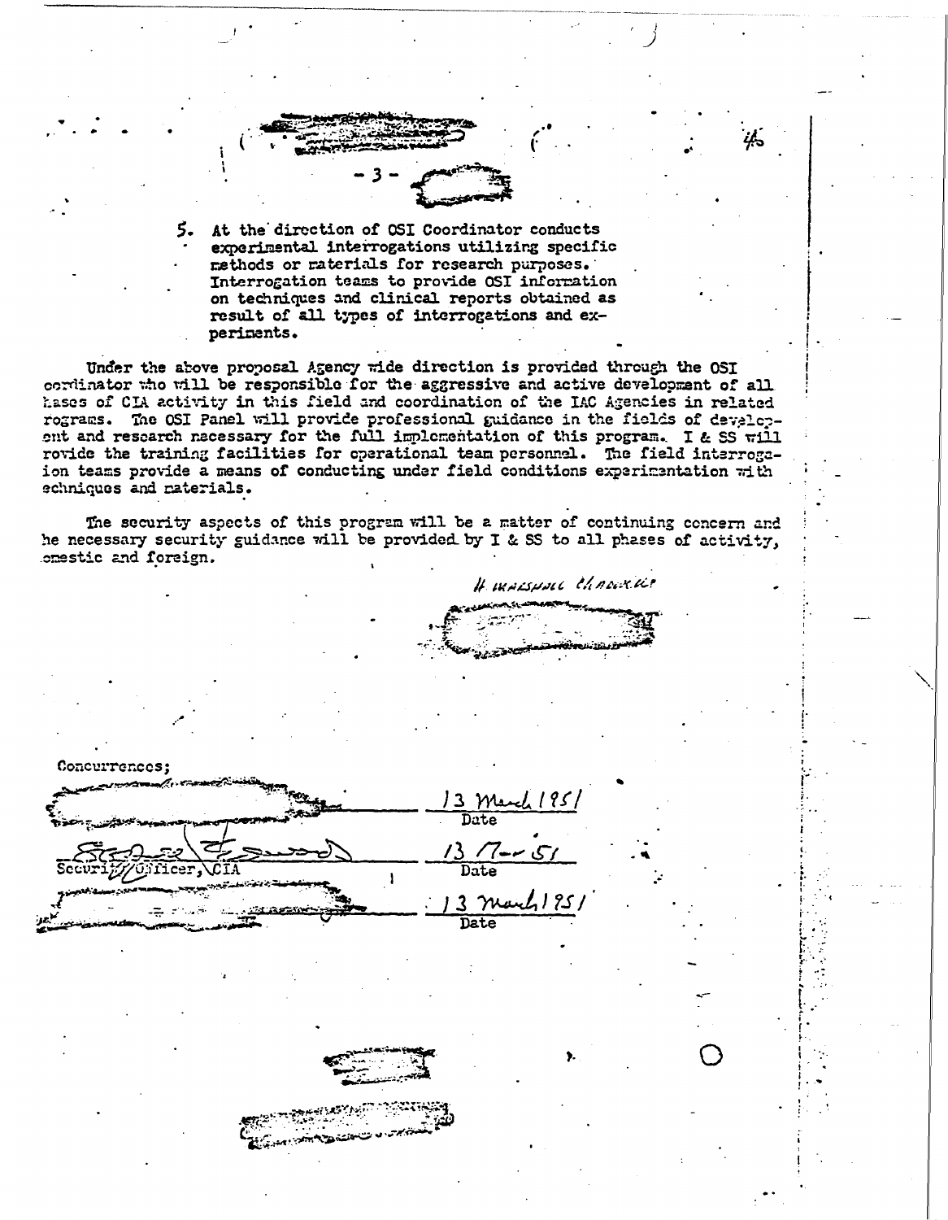5. At the direction of OSI Coordinator conducts experimental interrogations utilizing specific methods or materials for research purposes. Interrogation teams to provide OSI information on techniques and clinical reports obtained as result of all types of interrogations and experiments.

Under the above proposal Agency wide direction is provided through the OSI cordinator who will be responsible for the aggressive and active development of all hases of CIA activity in this field and coordination of the IAC Agencies in related rograms. The OSI Panel will provide professional guidance in the fields of developent and research necessary for the full implementation of this program. I & SS will rovide the training facilities for operational team personnel. The field interrogaion teams provide a means of conducting under field conditions experimentation with echniques and materials.

The security aspects of this program will be a matter of continuing concern and he necessary security guidance will be provided by I & SS to all phases of activity, omestic and foreign.

H. MARSHALL CHADWELL

Concurrences;

| | |
|---|---|
| ______________________ | 13 March 1951 Date |
| Security Officer, CIA | 13 M-- 51 Date |
| ______________________ | 13 March 1951 Date |